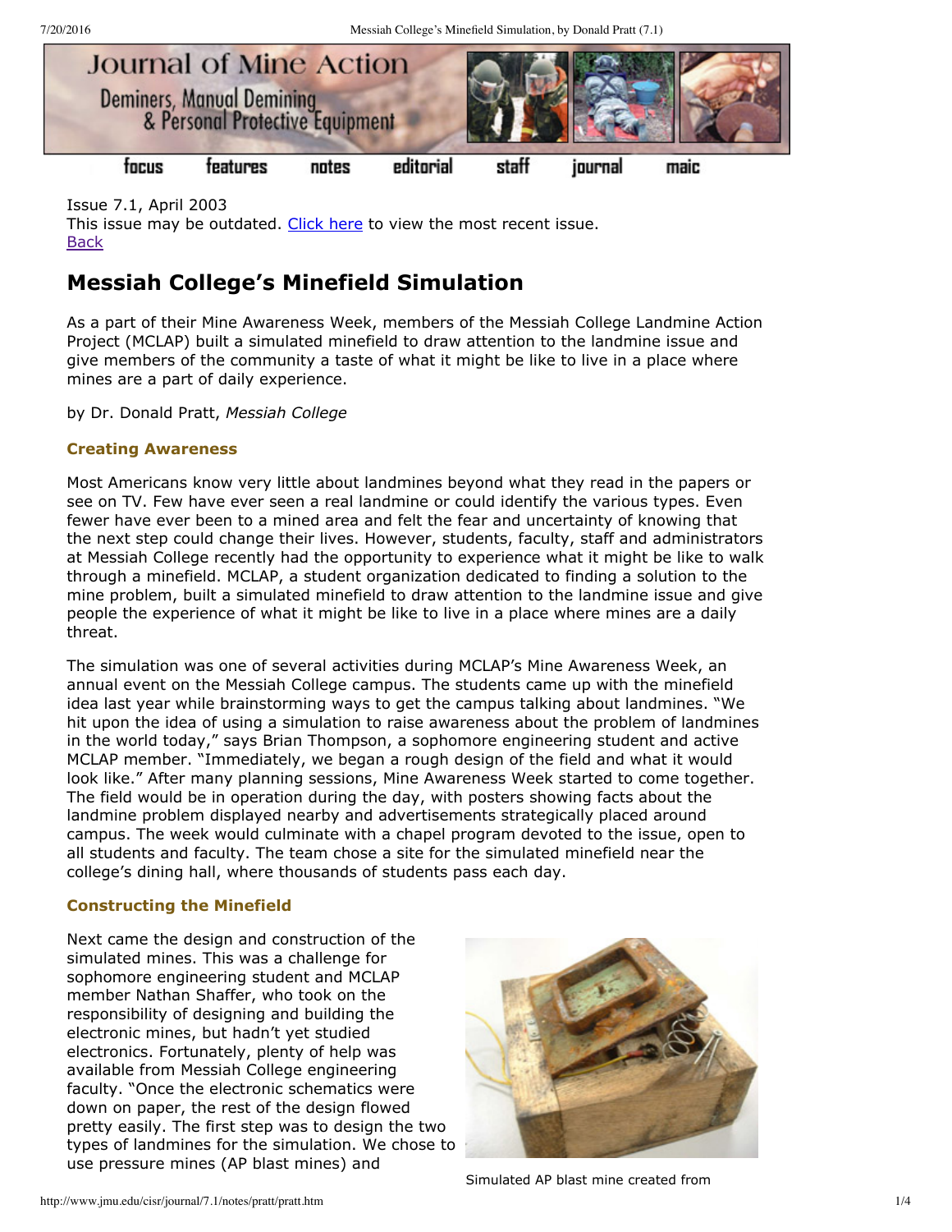Issue 7.1, April 2003
This issue may be outdated. Click here to view the most recent issue.
Back

# Messiah College's Minefield Simulation

As a part of their Mine Awareness Week, members of the Messiah College Landmine Action Project (MCLAP) built a simulated minefield to draw attention to the landmine issue and give members of the community a taste of what it might be like to live in a place where mines are a part of daily experience.

by Dr. Donald Pratt, *Messiah College*

### Creating Awareness

Most Americans know very little about landmines beyond what they read in the papers or see on TV. Few have ever seen a real landmine or could identify the various types. Even fewer have ever been to a mined area and felt the fear and uncertainty of knowing that the next step could change their lives. However, students, faculty, staff and administrators at Messiah College recently had the opportunity to experience what it might be like to walk through a minefield. MCLAP, a student organization dedicated to finding a solution to the mine problem, built a simulated minefield to draw attention to the landmine issue and give people the experience of what it might be like to live in a place where mines are a daily threat.

The simulation was one of several activities during MCLAP's Mine Awareness Week, an annual event on the Messiah College campus. The students came up with the minefield idea last year while brainstorming ways to get the campus talking about landmines. "We hit upon the idea of using a simulation to raise awareness about the problem of landmines in the world today," says Brian Thompson, a sophomore engineering student and active MCLAP member. "Immediately, we began a rough design of the field and what it would look like." After many planning sessions, Mine Awareness Week started to come together. The field would be in operation during the day, with posters showing facts about the landmine problem displayed nearby and advertisements strategically placed around campus. The week would culminate with a chapel program devoted to the issue, open to all students and faculty. The team chose a site for the simulated minefield near the college's dining hall, where thousands of students pass each day.

### Constructing the Minefield

Next came the design and construction of the simulated mines. This was a challenge for sophomore engineering student and MCLAP member Nathan Shaffer, who took on the responsibility of designing and building the electronic mines, but hadn't yet studied electronics. Fortunately, plenty of help was available from Messiah College engineering faculty. "Once the electronic schematics were down on paper, the rest of the design flowed pretty easily. The first step was to design the two types of landmines for the simulation. We chose to use pressure mines (AP blast mines) and

Simulated AP blast mine created from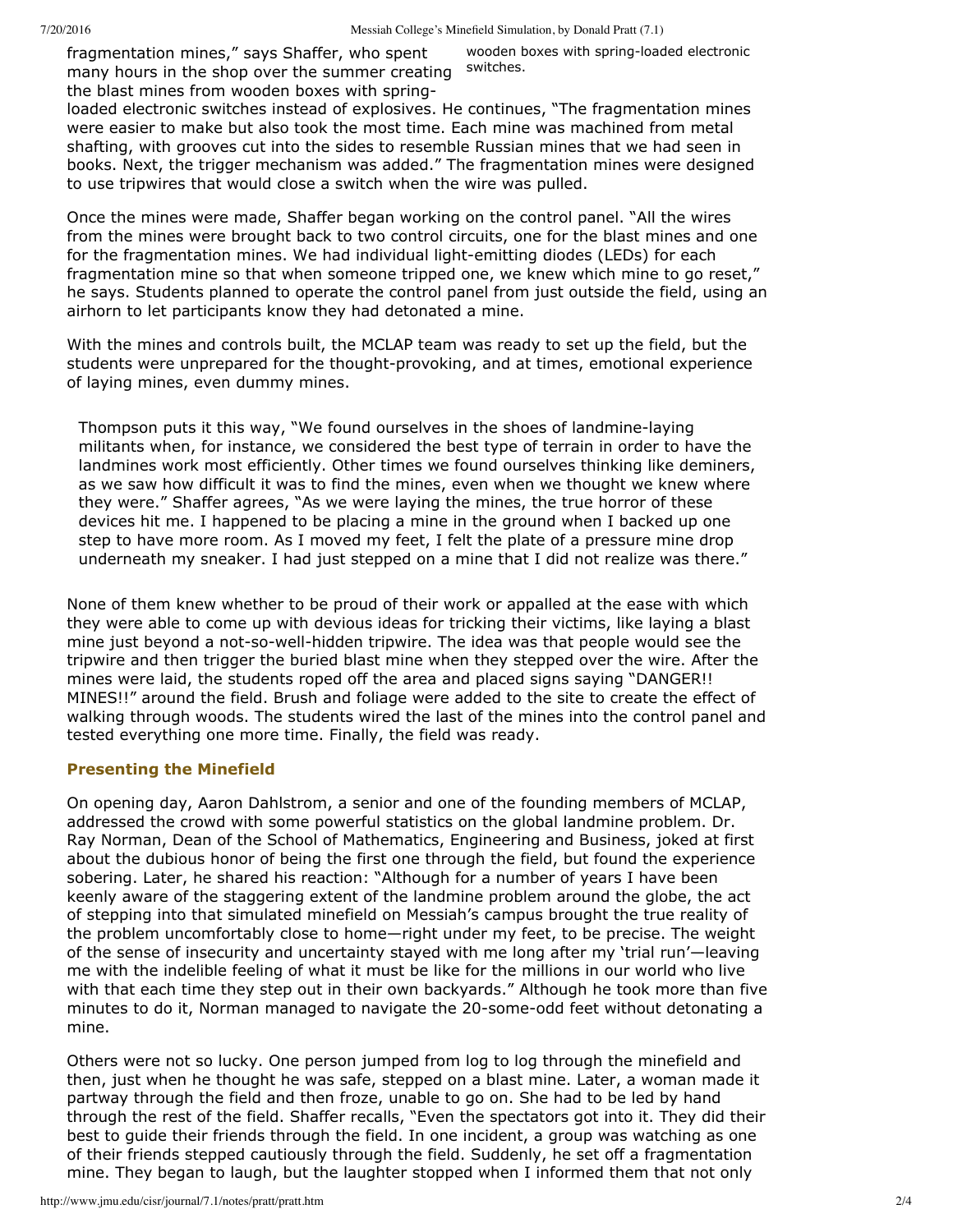fragmentation mines," says Shaffer, who spent many hours in the shop over the summer creating the blast mines from wooden boxes with spring-loaded electronic switches instead of explosives. He continues, "The fragmentation mines were easier to make but also took the most time. Each mine was machined from metal shafting, with grooves cut into the sides to resemble Russian mines that we had seen in books. Next, the trigger mechanism was added." The fragmentation mines were designed to use tripwires that would close a switch when the wire was pulled.

wooden boxes with spring-loaded electronic switches.

Once the mines were made, Shaffer began working on the control panel. "All the wires from the mines were brought back to two control circuits, one for the blast mines and one for the fragmentation mines. We had individual light-emitting diodes (LEDs) for each fragmentation mine so that when someone tripped one, we knew which mine to go reset," he says. Students planned to operate the control panel from just outside the field, using an airhorn to let participants know they had detonated a mine.

With the mines and controls built, the MCLAP team was ready to set up the field, but the students were unprepared for the thought-provoking, and at times, emotional experience of laying mines, even dummy mines.

> Thompson puts it this way, "We found ourselves in the shoes of landmine-laying militants when, for instance, we considered the best type of terrain in order to have the landmines work most efficiently. Other times we found ourselves thinking like deminers, as we saw how difficult it was to find the mines, even when we thought we knew where they were." Shaffer agrees, "As we were laying the mines, the true horror of these devices hit me. I happened to be placing a mine in the ground when I backed up one step to have more room. As I moved my feet, I felt the plate of a pressure mine drop underneath my sneaker. I had just stepped on a mine that I did not realize was there."

None of them knew whether to be proud of their work or appalled at the ease with which they were able to come up with devious ideas for tricking their victims, like laying a blast mine just beyond a not-so-well-hidden tripwire. The idea was that people would see the tripwire and then trigger the buried blast mine when they stepped over the wire. After the mines were laid, the students roped off the area and placed signs saying "DANGER!! MINES!!" around the field. Brush and foliage were added to the site to create the effect of walking through woods. The students wired the last of the mines into the control panel and tested everything one more time. Finally, the field was ready.

### Presenting the Minefield

On opening day, Aaron Dahlstrom, a senior and one of the founding members of MCLAP, addressed the crowd with some powerful statistics on the global landmine problem. Dr. Ray Norman, Dean of the School of Mathematics, Engineering and Business, joked at first about the dubious honor of being the first one through the field, but found the experience sobering. Later, he shared his reaction: "Although for a number of years I have been keenly aware of the staggering extent of the landmine problem around the globe, the act of stepping into that simulated minefield on Messiah's campus brought the true reality of the problem uncomfortably close to home—right under my feet, to be precise. The weight of the sense of insecurity and uncertainty stayed with me long after my 'trial run'—leaving me with the indelible feeling of what it must be like for the millions in our world who live with that each time they step out in their own backyards." Although he took more than five minutes to do it, Norman managed to navigate the 20-some-odd feet without detonating a mine.

Others were not so lucky. One person jumped from log to log through the minefield and then, just when he thought he was safe, stepped on a blast mine. Later, a woman made it partway through the field and then froze, unable to go on. She had to be led by hand through the rest of the field. Shaffer recalls, "Even the spectators got into it. They did their best to guide their friends through the field. In one incident, a group was watching as one of their friends stepped cautiously through the field. Suddenly, he set off a fragmentation mine. They began to laugh, but the laughter stopped when I informed them that not only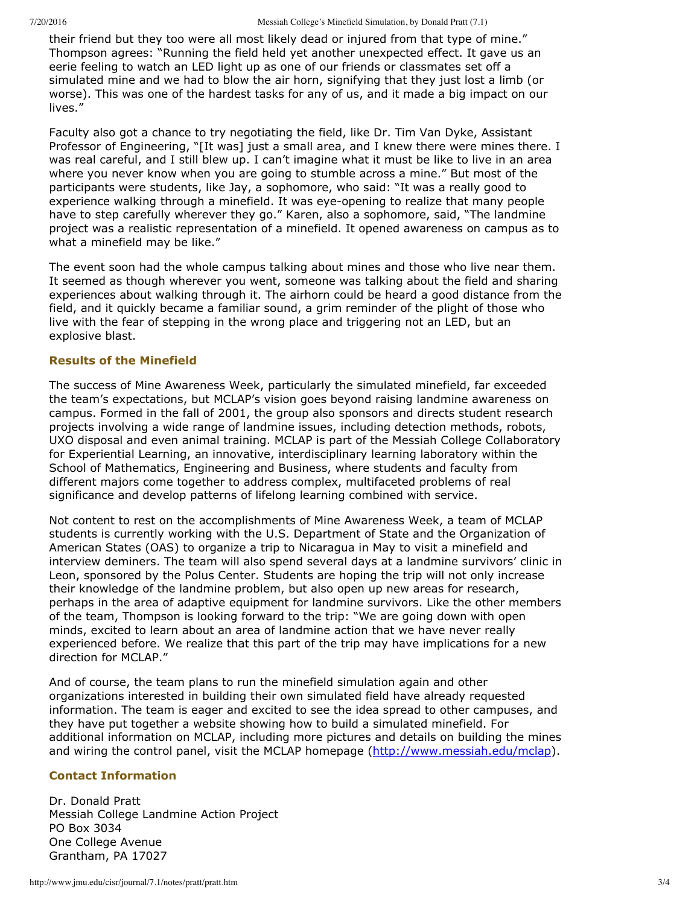their friend but they too were all most likely dead or injured from that type of mine." Thompson agrees: "Running the field held yet another unexpected effect. It gave us an eerie feeling to watch an LED light up as one of our friends or classmates set off a simulated mine and we had to blow the air horn, signifying that they just lost a limb (or worse). This was one of the hardest tasks for any of us, and it made a big impact on our lives."

Faculty also got a chance to try negotiating the field, like Dr. Tim Van Dyke, Assistant Professor of Engineering, "[It was] just a small area, and I knew there were mines there. I was real careful, and I still blew up. I can't imagine what it must be like to live in an area where you never know when you are going to stumble across a mine." But most of the participants were students, like Jay, a sophomore, who said: "It was a really good to experience walking through a minefield. It was eye-opening to realize that many people have to step carefully wherever they go." Karen, also a sophomore, said, "The landmine project was a realistic representation of a minefield. It opened awareness on campus as to what a minefield may be like."

The event soon had the whole campus talking about mines and those who live near them. It seemed as though wherever you went, someone was talking about the field and sharing experiences about walking through it. The airhorn could be heard a good distance from the field, and it quickly became a familiar sound, a grim reminder of the plight of those who live with the fear of stepping in the wrong place and triggering not an LED, but an explosive blast.

### Results of the Minefield

The success of Mine Awareness Week, particularly the simulated minefield, far exceeded the team's expectations, but MCLAP's vision goes beyond raising landmine awareness on campus. Formed in the fall of 2001, the group also sponsors and directs student research projects involving a wide range of landmine issues, including detection methods, robots, UXO disposal and even animal training. MCLAP is part of the Messiah College Collaboratory for Experiential Learning, an innovative, interdisciplinary learning laboratory within the School of Mathematics, Engineering and Business, where students and faculty from different majors come together to address complex, multifaceted problems of real significance and develop patterns of lifelong learning combined with service.

Not content to rest on the accomplishments of Mine Awareness Week, a team of MCLAP students is currently working with the U.S. Department of State and the Organization of American States (OAS) to organize a trip to Nicaragua in May to visit a minefield and interview deminers. The team will also spend several days at a landmine survivors' clinic in Leon, sponsored by the Polus Center. Students are hoping the trip will not only increase their knowledge of the landmine problem, but also open up new areas for research, perhaps in the area of adaptive equipment for landmine survivors. Like the other members of the team, Thompson is looking forward to the trip: "We are going down with open minds, excited to learn about an area of landmine action that we have never really experienced before. We realize that this part of the trip may have implications for a new direction for MCLAP."

And of course, the team plans to run the minefield simulation again and other organizations interested in building their own simulated field have already requested information. The team is eager and excited to see the idea spread to other campuses, and they have put together a website showing how to build a simulated minefield. For additional information on MCLAP, including more pictures and details on building the mines and wiring the control panel, visit the MCLAP homepage (http://www.messiah.edu/mclap).

### Contact Information

Dr. Donald Pratt
Messiah College Landmine Action Project
PO Box 3034
One College Avenue
Grantham, PA 17027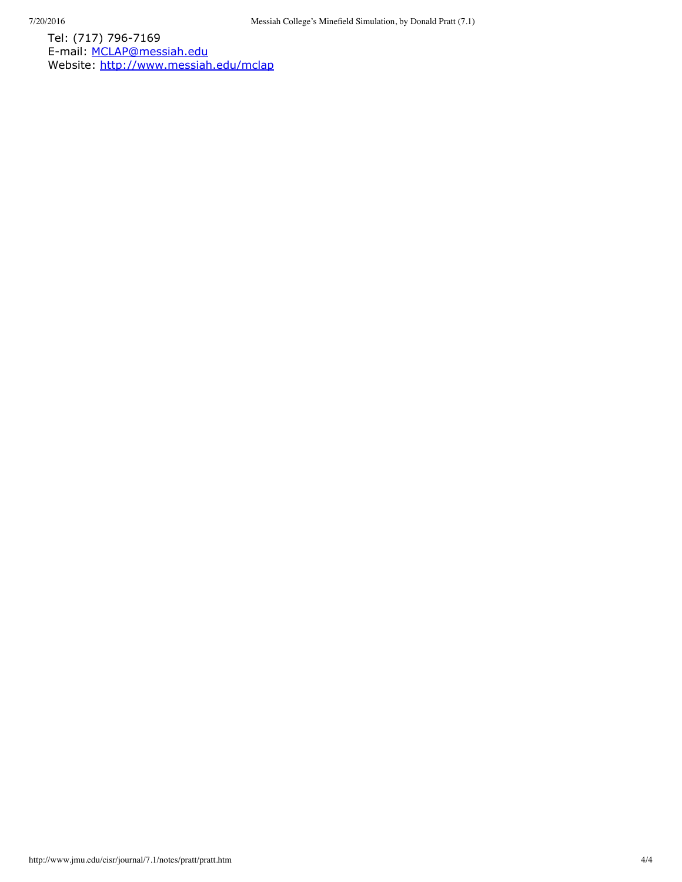Tel: (717) 796-7169
E-mail: MCLAP@messiah.edu
Website: http://www.messiah.edu/mclap